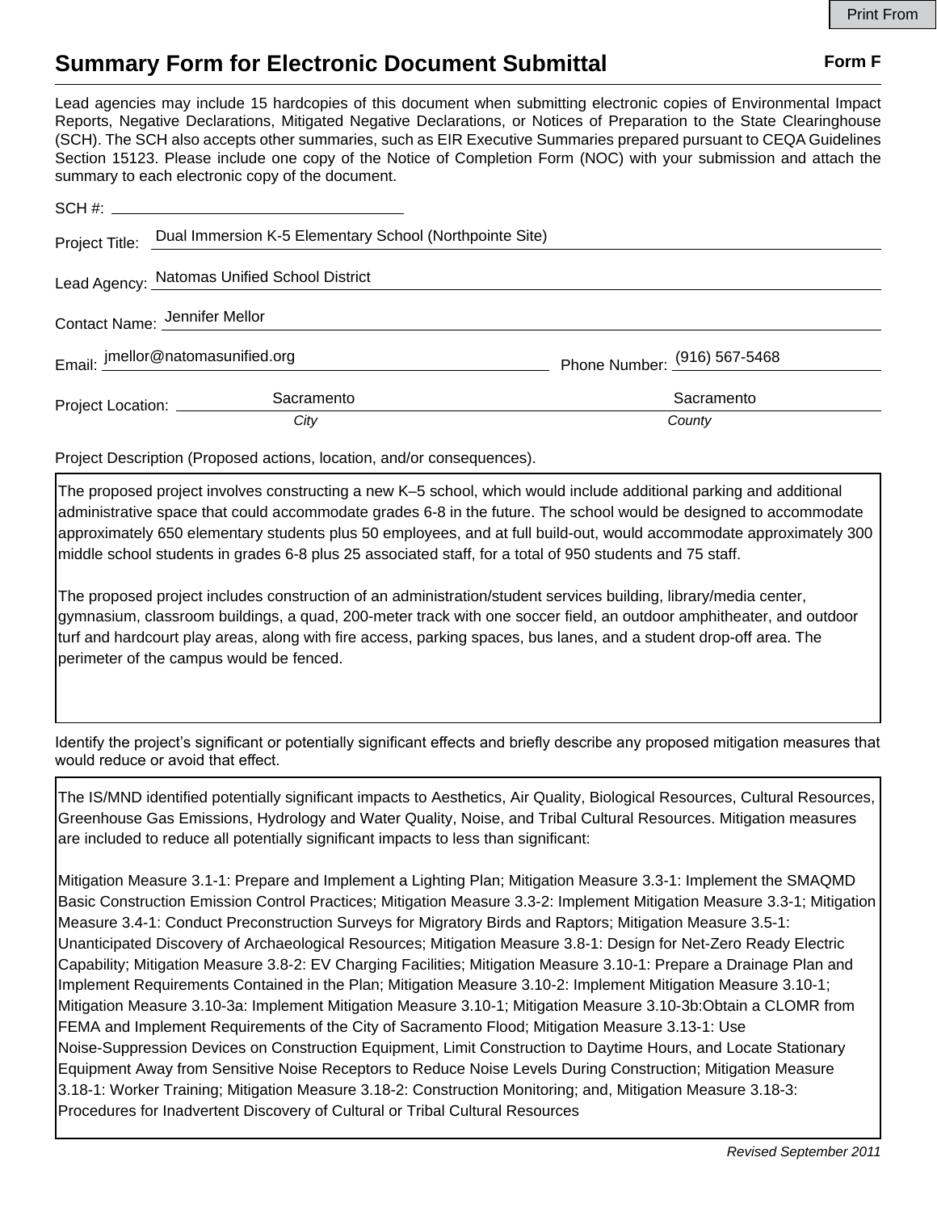# Summary Form for Electronic Document Submittal

**Form F**

Lead agencies may include 15 hardcopies of this document when submitting electronic copies of Environmental Impact Reports, Negative Declarations, Mitigated Negative Declarations, or Notices of Preparation to the State Clearinghouse (SCH). The SCH also accepts other summaries, such as EIR Executive Summaries prepared pursuant to CEQA Guidelines Section 15123. Please include one copy of the Notice of Completion Form (NOC) with your submission and attach the summary to each electronic copy of the document.

SCH #:

Project Title: Dual Immersion K-5 Elementary School (Northpointe Site)

Lead Agency: Natomas Unified School District

Contact Name: Jennifer Mellor

Email: jmellor@natomasunified.org    Phone Number: (916) 567-5468

Project Location: Sacramento (*City*)    Sacramento (*County*)

Project Description (Proposed actions, location, and/or consequences).

The proposed project involves constructing a new K–5 school, which would include additional parking and additional administrative space that could accommodate grades 6-8 in the future. The school would be designed to accommodate approximately 650 elementary students plus 50 employees, and at full build-out, would accommodate approximately 300 middle school students in grades 6-8 plus 25 associated staff, for a total of 950 students and 75 staff.

The proposed project includes construction of an administration/student services building, library/media center, gymnasium, classroom buildings, a quad, 200-meter track with one soccer field, an outdoor amphitheater, and outdoor turf and hardcourt play areas, along with fire access, parking spaces, bus lanes, and a student drop-off area. The perimeter of the campus would be fenced.

Identify the project's significant or potentially significant effects and briefly describe any proposed mitigation measures that would reduce or avoid that effect.

The IS/MND identified potentially significant impacts to Aesthetics, Air Quality, Biological Resources, Cultural Resources, Greenhouse Gas Emissions, Hydrology and Water Quality, Noise, and Tribal Cultural Resources. Mitigation measures are included to reduce all potentially significant impacts to less than significant:

Mitigation Measure 3.1-1: Prepare and Implement a Lighting Plan; Mitigation Measure 3.3-1: Implement the SMAQMD Basic Construction Emission Control Practices; Mitigation Measure 3.3-2: Implement Mitigation Measure 3.3-1; Mitigation Measure 3.4-1: Conduct Preconstruction Surveys for Migratory Birds and Raptors; Mitigation Measure 3.5-1: Unanticipated Discovery of Archaeological Resources; Mitigation Measure 3.8-1: Design for Net-Zero Ready Electric Capability; Mitigation Measure 3.8-2: EV Charging Facilities; Mitigation Measure 3.10-1: Prepare a Drainage Plan and Implement Requirements Contained in the Plan; Mitigation Measure 3.10-2: Implement Mitigation Measure 3.10-1; Mitigation Measure 3.10-3a: Implement Mitigation Measure 3.10-1; Mitigation Measure 3.10-3b:Obtain a CLOMR from FEMA and Implement Requirements of the City of Sacramento Flood; Mitigation Measure 3.13-1: Use Noise-Suppression Devices on Construction Equipment, Limit Construction to Daytime Hours, and Locate Stationary Equipment Away from Sensitive Noise Receptors to Reduce Noise Levels During Construction; Mitigation Measure 3.18-1: Worker Training; Mitigation Measure 3.18-2: Construction Monitoring; and, Mitigation Measure 3.18-3: Procedures for Inadvertent Discovery of Cultural or Tribal Cultural Resources

*Revised September 2011*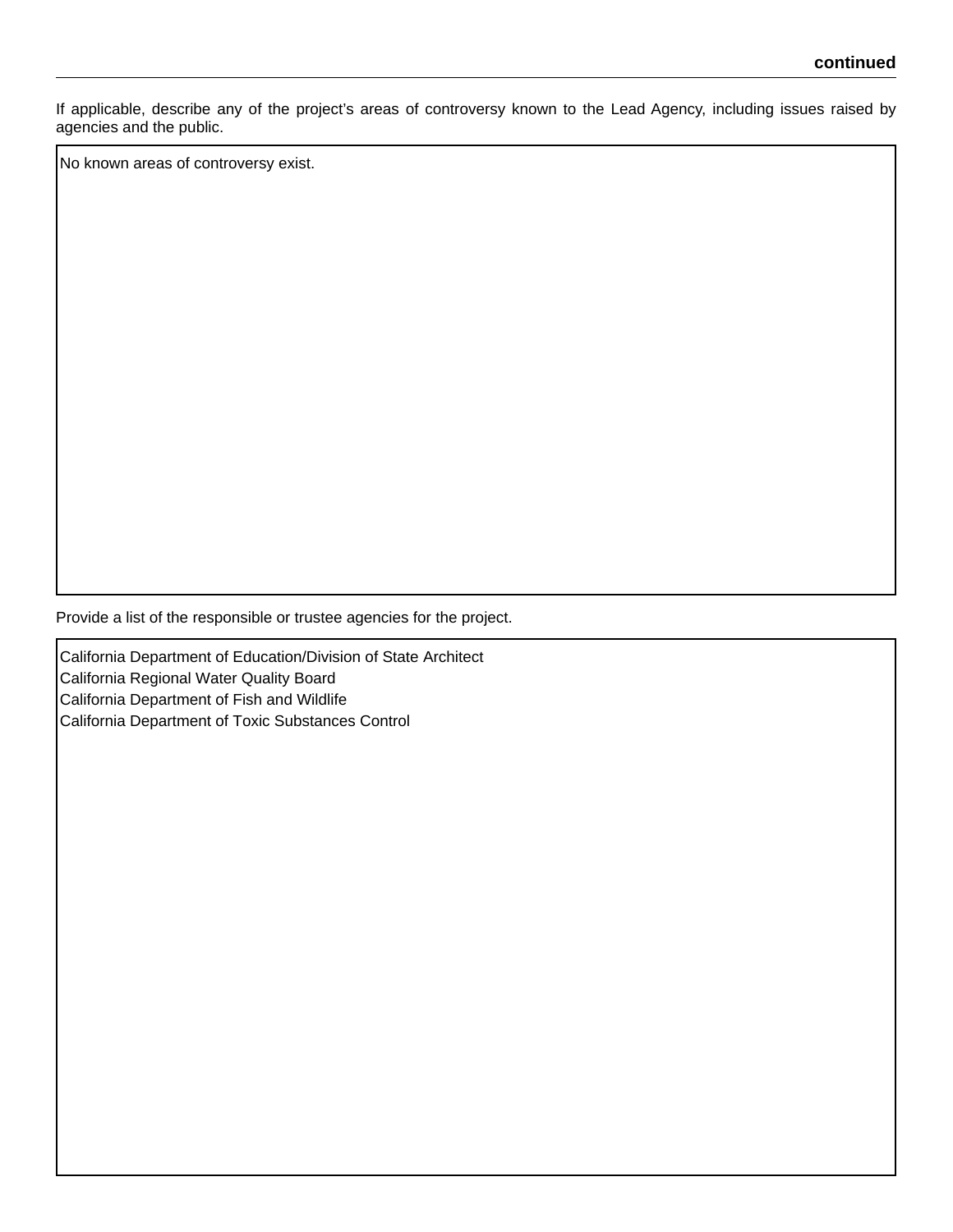**continued**

If applicable, describe any of the project's areas of controversy known to the Lead Agency, including issues raised by agencies and the public.

No known areas of controversy exist.

Provide a list of the responsible or trustee agencies for the project.

California Department of Education/Division of State Architect
California Regional Water Quality Board
California Department of Fish and Wildlife
California Department of Toxic Substances Control